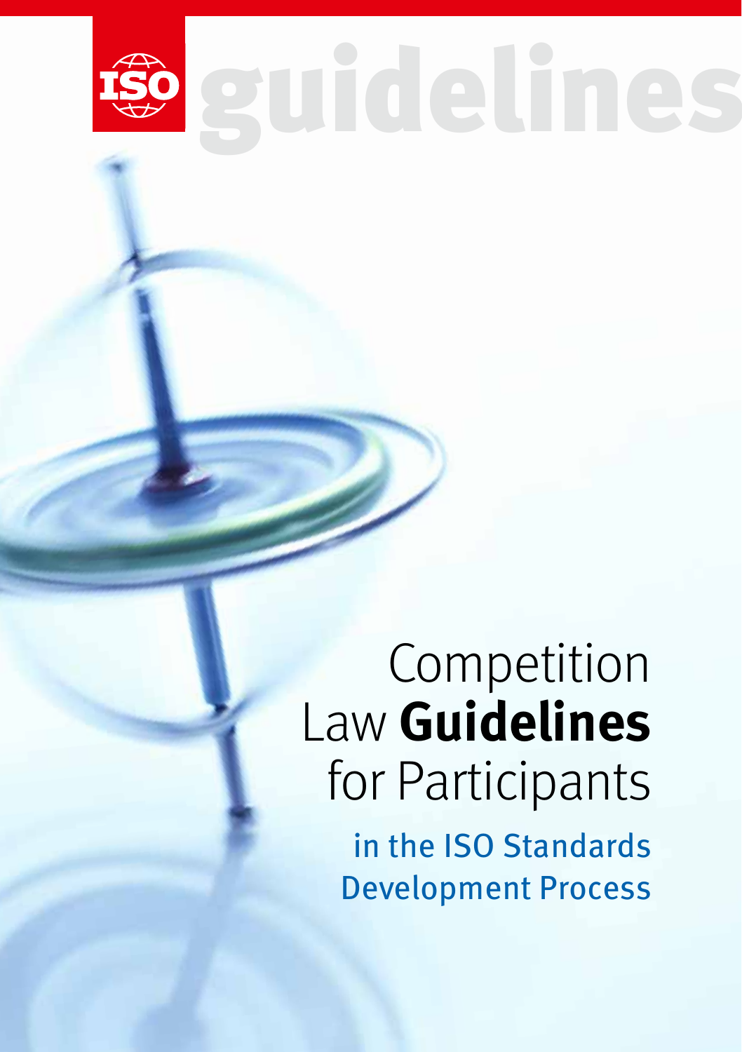ISO guidelines

# Competition Law Guidelines for Participants

## in the ISO Standards Development Process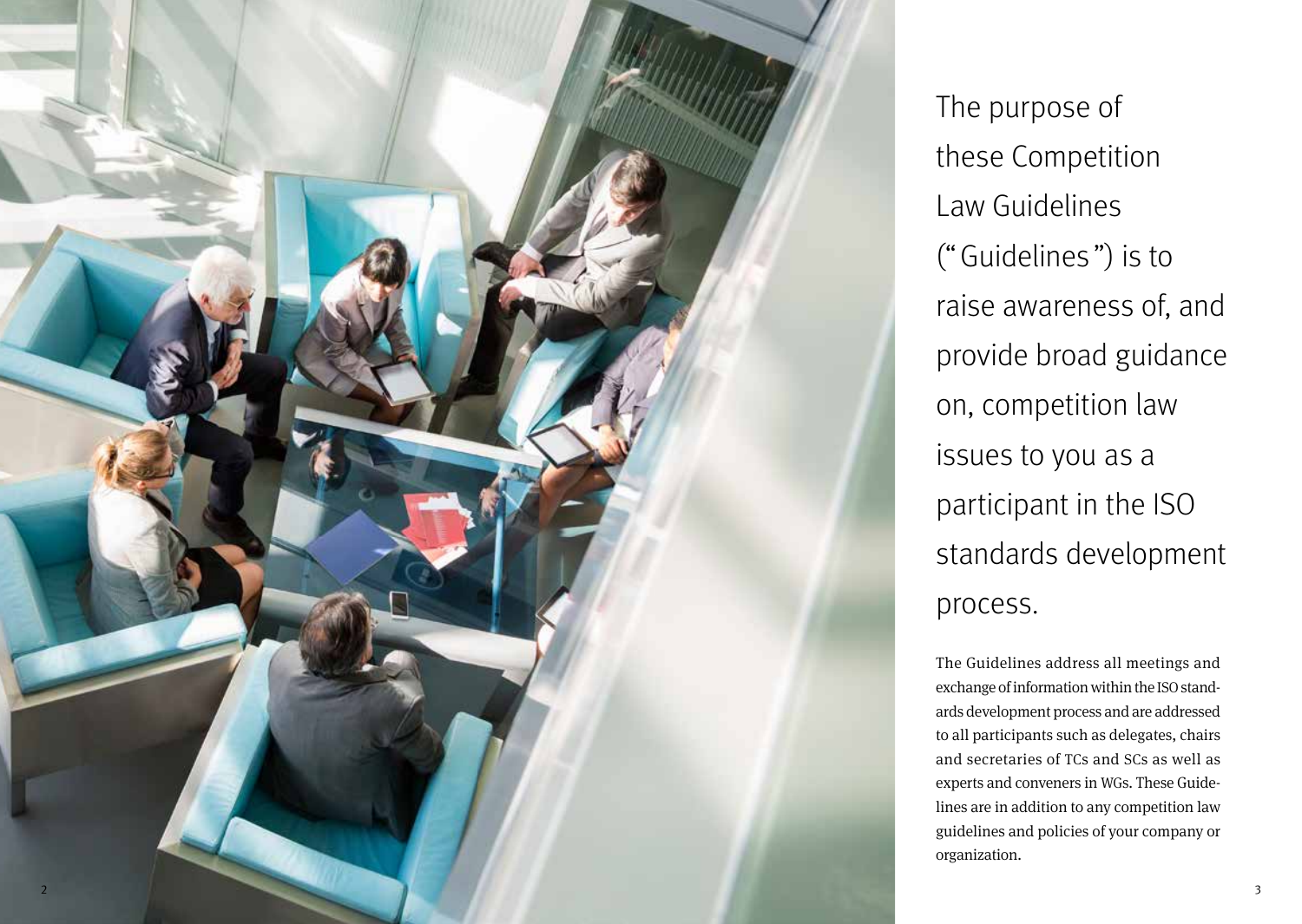The purpose of these Competition Law Guidelines ("Guidelines") is to raise awareness of, and provide broad guidance on, competition law issues to you as a participant in the ISO standards development process.

The Guidelines address all meetings and exchange of information within the ISO standards development process and are addressed to all participants such as delegates, chairs and secretaries of TCs and SCs as well as experts and conveners in WGs. These Guidelines are in addition to any competition law guidelines and policies of your company or organization.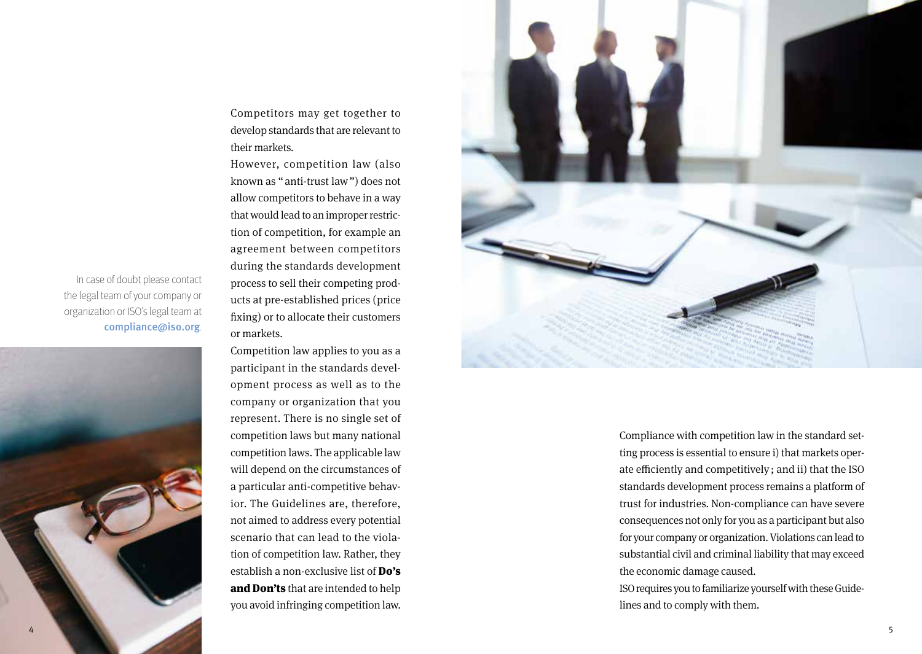In case of doubt please contact the legal team of your company or organization or ISO's legal team at **compliance@iso.org**.

Competitors may get together to develop standards that are relevant to their markets.

However, competition law (also known as "anti-trust law") does not allow competitors to behave in a way that would lead to an improper restriction of competition, for example an agreement between competitors during the standards development process to sell their competing products at pre-established prices (price fixing) or to allocate their customers or markets.

Competition law applies to you as a participant in the standards development process as well as to the company or organization that you represent. There is no single set of competition laws but many national competition laws. The applicable law will depend on the circumstances of a particular anti-competitive behavior. The Guidelines are, therefore, not aimed to address every potential scenario that can lead to the violation of competition law. Rather, they establish a non-exclusive list of **Do's and Don'ts** that are intended to help you avoid infringing competition law.

Compliance with competition law in the standard setting process is essential to ensure i) that markets operate efficiently and competitively; and ii) that the ISO standards development process remains a platform of trust for industries. Non-compliance can have severe consequences not only for you as a participant but also for your company or organization. Violations can lead to substantial civil and criminal liability that may exceed the economic damage caused.

ISO requires you to familiarize yourself with these Guidelines and to comply with them.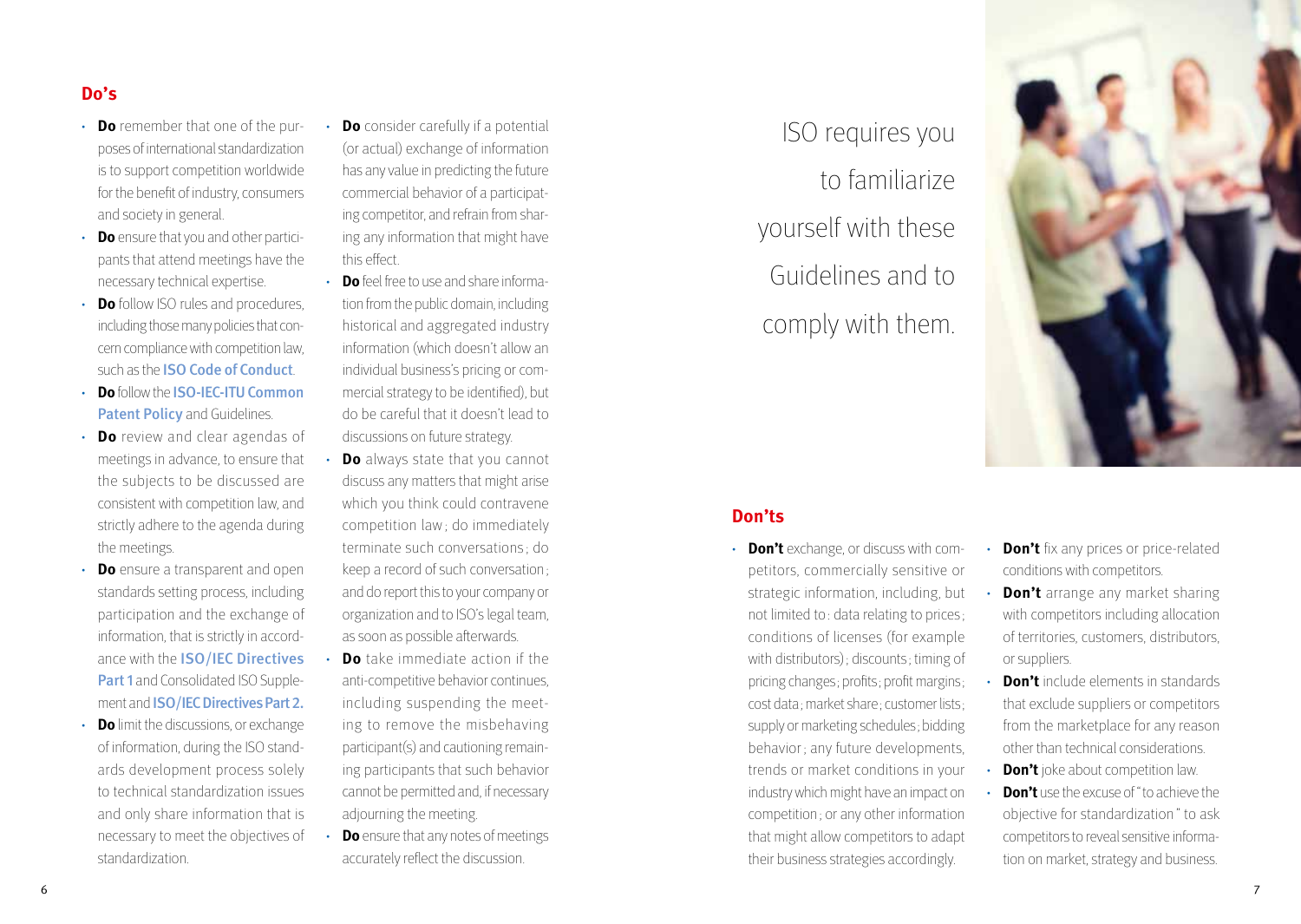## Do's

- **Do** remember that one of the purposes of international standardization is to support competition worldwide for the benefit of industry, consumers and society in general.
- **Do** ensure that you and other participants that attend meetings have the necessary technical expertise.
- **Do** follow ISO rules and procedures, including those many policies that concern compliance with competition law, such as the ISO Code of Conduct.
- **Do** follow the ISO-IEC-ITU Common Patent Policy and Guidelines.
- **Do** review and clear agendas of meetings in advance, to ensure that the subjects to be discussed are consistent with competition law, and strictly adhere to the agenda during the meetings.
- **Do** ensure a transparent and open standards setting process, including participation and the exchange of information, that is strictly in accordance with the ISO/IEC Directives Part 1 and Consolidated ISO Supplement and ISO/IEC Directives Part 2.
- **Do** limit the discussions, or exchange of information, during the ISO standards development process solely to technical standardization issues and only share information that is necessary to meet the objectives of standardization.
- **Do** consider carefully if a potential (or actual) exchange of information has any value in predicting the future commercial behavior of a participating competitor, and refrain from sharing any information that might have this effect.
- **Do** feel free to use and share information from the public domain, including historical and aggregated industry information (which doesn't allow an individual business's pricing or commercial strategy to be identified), but do be careful that it doesn't lead to discussions on future strategy.
- **Do** always state that you cannot discuss any matters that might arise which you think could contravene competition law; do immediately terminate such conversations; do keep a record of such conversation; and do report this to your company or organization and to ISO's legal team, as soon as possible afterwards.
- **Do** take immediate action if the anti-competitive behavior continues, including suspending the meeting to remove the misbehaving participant(s) and cautioning remaining participants that such behavior cannot be permitted and, if necessary adjourning the meeting.
- **Do** ensure that any notes of meetings accurately reflect the discussion.

ISO requires you to familiarize yourself with these Guidelines and to comply with them.

## Don'ts

- **Don't** exchange, or discuss with competitors, commercially sensitive or strategic information, including, but not limited to: data relating to prices; conditions of licenses (for example with distributors); discounts; timing of pricing changes; profits; profit margins; cost data; market share; customer lists; supply or marketing schedules; bidding behavior; any future developments, trends or market conditions in your industry which might have an impact on competition; or any other information that might allow competitors to adapt their business strategies accordingly.
- **Don't** fix any prices or price-related conditions with competitors.
- **Don't** arrange any market sharing with competitors including allocation of territories, customers, distributors, or suppliers.
- **Don't** include elements in standards that exclude suppliers or competitors from the marketplace for any reason other than technical considerations.
- **Don't** joke about competition law.
- **Don't** use the excuse of "to achieve the objective for standardization" to ask competitors to reveal sensitive information on market, strategy and business.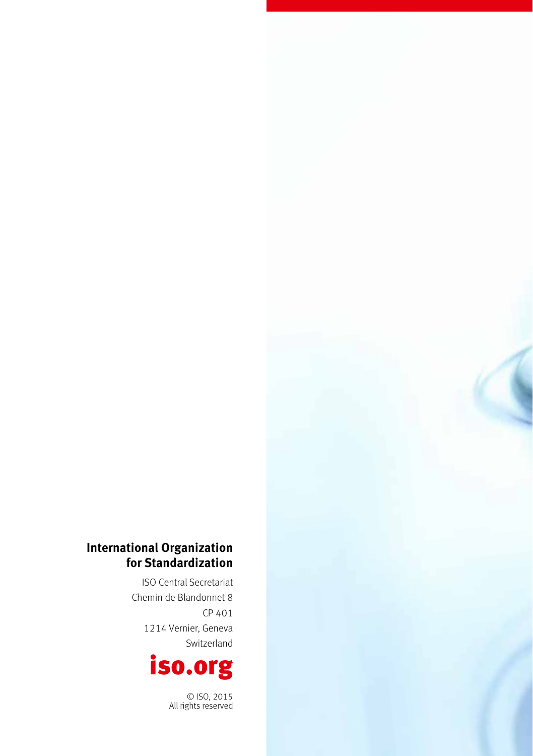**International Organization for Standardization**

ISO Central Secretariat
Chemin de Blandonnet 8
CP 401
1214 Vernier, Geneva
Switzerland

**iso.org**

© ISO, 2015
All rights reserved